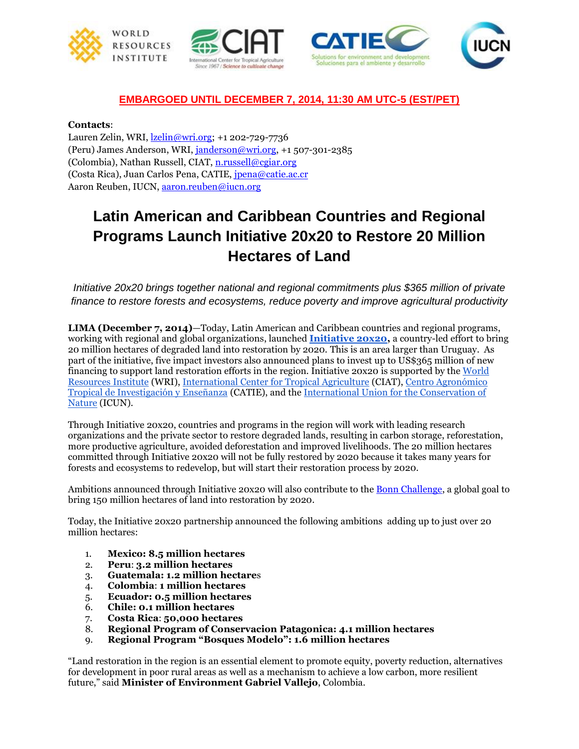**EMBARGOED UNTIL DECEMBER 7, 2014, 11:30 AM UTC-5 (EST/PET)**

**Contacts**:
Lauren Zelin, WRI, lzelin@wri.org; +1 202-729-7736
(Peru) James Anderson, WRI, janderson@wri.org, +1 507-301-2385
(Colombia), Nathan Russell, CIAT, n.russell@cgiar.org
(Costa Rica), Juan Carlos Pena, CATIE, jpena@catie.ac.cr
Aaron Reuben, IUCN, aaron.reuben@iucn.org

# Latin American and Caribbean Countries and Regional Programs Launch Initiative 20x20 to Restore 20 Million Hectares of Land

*Initiative 20x20 brings together national and regional commitments plus $365 million of private finance to restore forests and ecosystems, reduce poverty and improve agricultural productivity*

**LIMA (December 7, 2014)**—Today, Latin American and Caribbean countries and regional programs, working with regional and global organizations, launched **Initiative 20x20**, a country-led effort to bring 20 million hectares of degraded land into restoration by 2020. This is an area larger than Uruguay. As part of the initiative, five impact investors also announced plans to invest up to US$365 million of new financing to support land restoration efforts in the region. Initiative 20x20 is supported by the World Resources Institute (WRI), International Center for Tropical Agriculture (CIAT), Centro Agronómico Tropical de Investigación y Enseñanza (CATIE), and the International Union for the Conservation of Nature (ICUN).

Through Initiative 20x20, countries and programs in the region will work with leading research organizations and the private sector to restore degraded lands, resulting in carbon storage, reforestation, more productive agriculture, avoided deforestation and improved livelihoods. The 20 million hectares committed through Initiative 20x20 will not be fully restored by 2020 because it takes many years for forests and ecosystems to redevelop, but will start their restoration process by 2020.

Ambitions announced through Initiative 20x20 will also contribute to the Bonn Challenge, a global goal to bring 150 million hectares of land into restoration by 2020.

Today, the Initiative 20x20 partnership announced the following ambitions adding up to just over 20 million hectares:

1. **Mexico: 8.5 million hectares**
2. **Peru**: **3.2 million hectares**
3. **Guatemala: 1.2 million hectare**s
4. **Colombia**: **1 million hectares**
5. **Ecuador: 0.5 million hectares**
6. **Chile: 0.1 million hectares**
7. **Costa Rica**: **50,000 hectares**
8. **Regional Program of Conservacion Patagonica: 4.1 million hectares**
9. **Regional Program "Bosques Modelo": 1.6 million hectares**

"Land restoration in the region is an essential element to promote equity, poverty reduction, alternatives for development in poor rural areas as well as a mechanism to achieve a low carbon, more resilient future," said **Minister of Environment Gabriel Vallejo**, Colombia.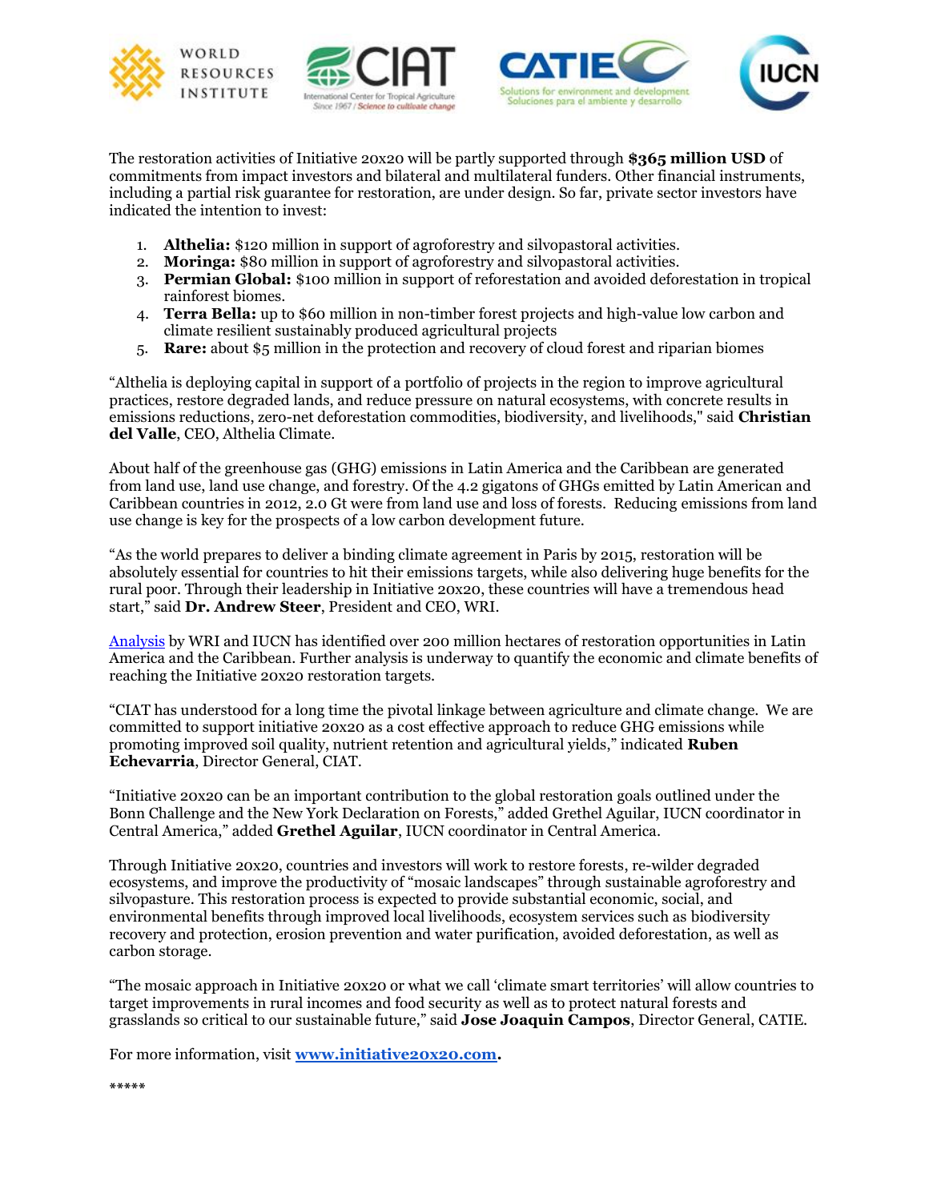The restoration activities of Initiative 20x20 will be partly supported through **$365 million USD** of commitments from impact investors and bilateral and multilateral funders. Other financial instruments, including a partial risk guarantee for restoration, are under design. So far, private sector investors have indicated the intention to invest:

1. **Althelia:** $120 million in support of agroforestry and silvopastoral activities.
2. **Moringa:** $80 million in support of agroforestry and silvopastoral activities.
3. **Permian Global:** $100 million in support of reforestation and avoided deforestation in tropical rainforest biomes.
4. **Terra Bella:** up to $60 million in non-timber forest projects and high-value low carbon and climate resilient sustainably produced agricultural projects
5. **Rare:** about $5 million in the protection and recovery of cloud forest and riparian biomes

"Althelia is deploying capital in support of a portfolio of projects in the region to improve agricultural practices, restore degraded lands, and reduce pressure on natural ecosystems, with concrete results in emissions reductions, zero-net deforestation commodities, biodiversity, and livelihoods," said **Christian del Valle**, CEO, Althelia Climate.

About half of the greenhouse gas (GHG) emissions in Latin America and the Caribbean are generated from land use, land use change, and forestry. Of the 4.2 gigatons of GHGs emitted by Latin American and Caribbean countries in 2012, 2.0 Gt were from land use and loss of forests. Reducing emissions from land use change is key for the prospects of a low carbon development future.

"As the world prepares to deliver a binding climate agreement in Paris by 2015, restoration will be absolutely essential for countries to hit their emissions targets, while also delivering huge benefits for the rural poor. Through their leadership in Initiative 20x20, these countries will have a tremendous head start," said **Dr. Andrew Steer**, President and CEO, WRI.

Analysis by WRI and IUCN has identified over 200 million hectares of restoration opportunities in Latin America and the Caribbean. Further analysis is underway to quantify the economic and climate benefits of reaching the Initiative 20x20 restoration targets.

"CIAT has understood for a long time the pivotal linkage between agriculture and climate change. We are committed to support initiative 20x20 as a cost effective approach to reduce GHG emissions while promoting improved soil quality, nutrient retention and agricultural yields," indicated **Ruben Echevarria**, Director General, CIAT.

"Initiative 20x20 can be an important contribution to the global restoration goals outlined under the Bonn Challenge and the New York Declaration on Forests," added Grethel Aguilar, IUCN coordinator in Central America," added **Grethel Aguilar**, IUCN coordinator in Central America.

Through Initiative 20x20, countries and investors will work to restore forests, re-wilder degraded ecosystems, and improve the productivity of "mosaic landscapes" through sustainable agroforestry and silvopasture. This restoration process is expected to provide substantial economic, social, and environmental benefits through improved local livelihoods, ecosystem services such as biodiversity recovery and protection, erosion prevention and water purification, avoided deforestation, as well as carbon storage.

"The mosaic approach in Initiative 20x20 or what we call 'climate smart territories' will allow countries to target improvements in rural incomes and food security as well as to protect natural forests and grasslands so critical to our sustainable future," said **Jose Joaquin Campos**, Director General, CATIE.

For more information, visit **www.initiative20x20.com.**

*****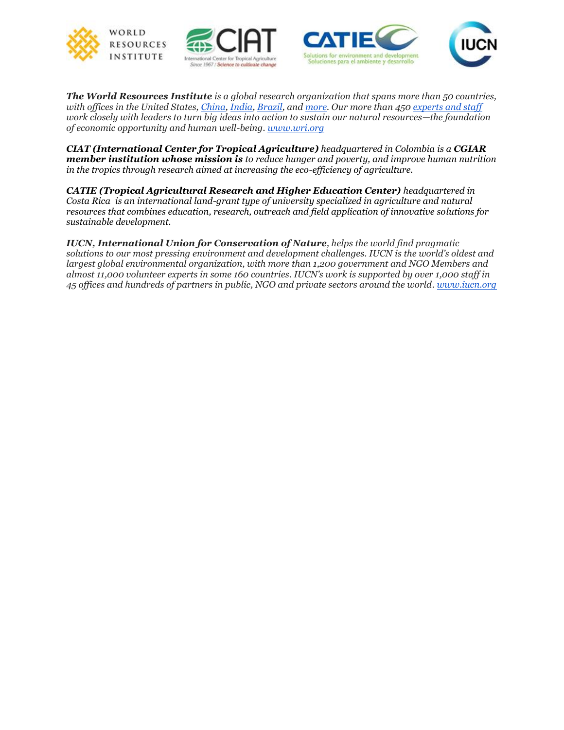***The World Resources Institute*** *is a global research organization that spans more than 50 countries, with offices in the United States, [China](), [India](), [Brazil](), and [more](). Our more than 450 [experts and staff]() work closely with leaders to turn big ideas into action to sustain our natural resources—the foundation of economic opportunity and human well-being. [www.wri.org]()*

***CIAT (International Center for Tropical Agriculture)*** *headquartered in Colombia is a* ***CGIAR member institution whose mission is*** *to reduce hunger and poverty, and improve human nutrition in the tropics through research aimed at increasing the eco-efficiency of agriculture.*

***CATIE (Tropical Agricultural Research and Higher Education Center)*** *headquartered in Costa Rica is an international land-grant type of university specialized in agriculture and natural resources that combines education, research, outreach and field application of innovative solutions for sustainable development.*

***IUCN, International Union for Conservation of Nature****, helps the world find pragmatic solutions to our most pressing environment and development challenges. IUCN is the world's oldest and largest global environmental organization, with more than 1,200 government and NGO Members and almost 11,000 volunteer experts in some 160 countries. IUCN's work is supported by over 1,000 staff in 45 offices and hundreds of partners in public, NGO and private sectors around the world. [www.iucn.org]()*